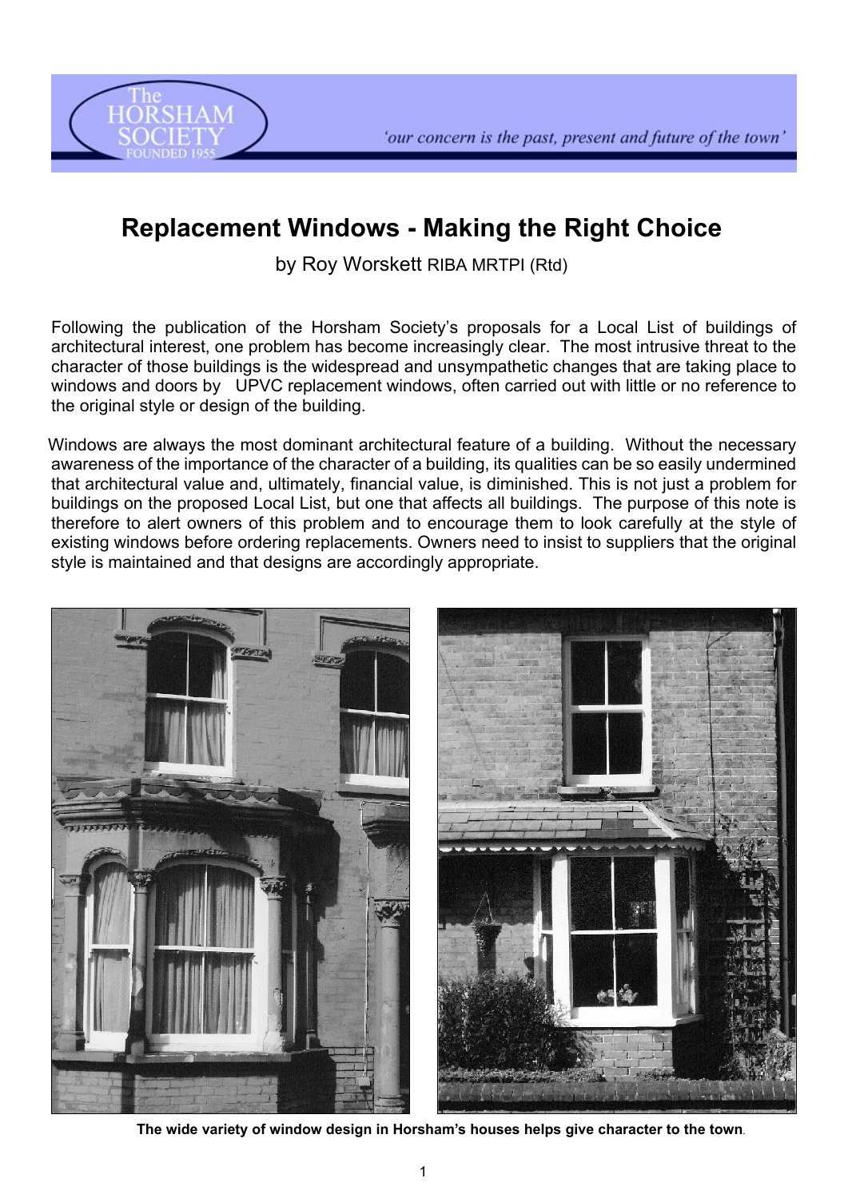The Horsham Society — Founded 1955

*'our concern is the past, present and future of the town'*

# Replacement Windows - Making the Right Choice

by Roy Worskett RIBA MRTPI (Rtd)

Following the publication of the Horsham Society's proposals for a Local List of buildings of architectural interest, one problem has become increasingly clear. The most intrusive threat to the character of those buildings is the widespread and unsympathetic changes that are taking place to windows and doors by UPVC replacement windows, often carried out with little or no reference to the original style or design of the building.

Windows are always the most dominant architectural feature of a building. Without the necessary awareness of the importance of the character of a building, its qualities can be so easily undermined that architectural value and, ultimately, financial value, is diminished. This is not just a problem for buildings on the proposed Local List, but one that affects all buildings. The purpose of this note is therefore to alert owners of this problem and to encourage them to look carefully at the style of existing windows before ordering replacements. Owners need to insist to suppliers that the original style is maintained and that designs are accordingly appropriate.

**The wide variety of window design in Horsham's houses helps give character to the town.**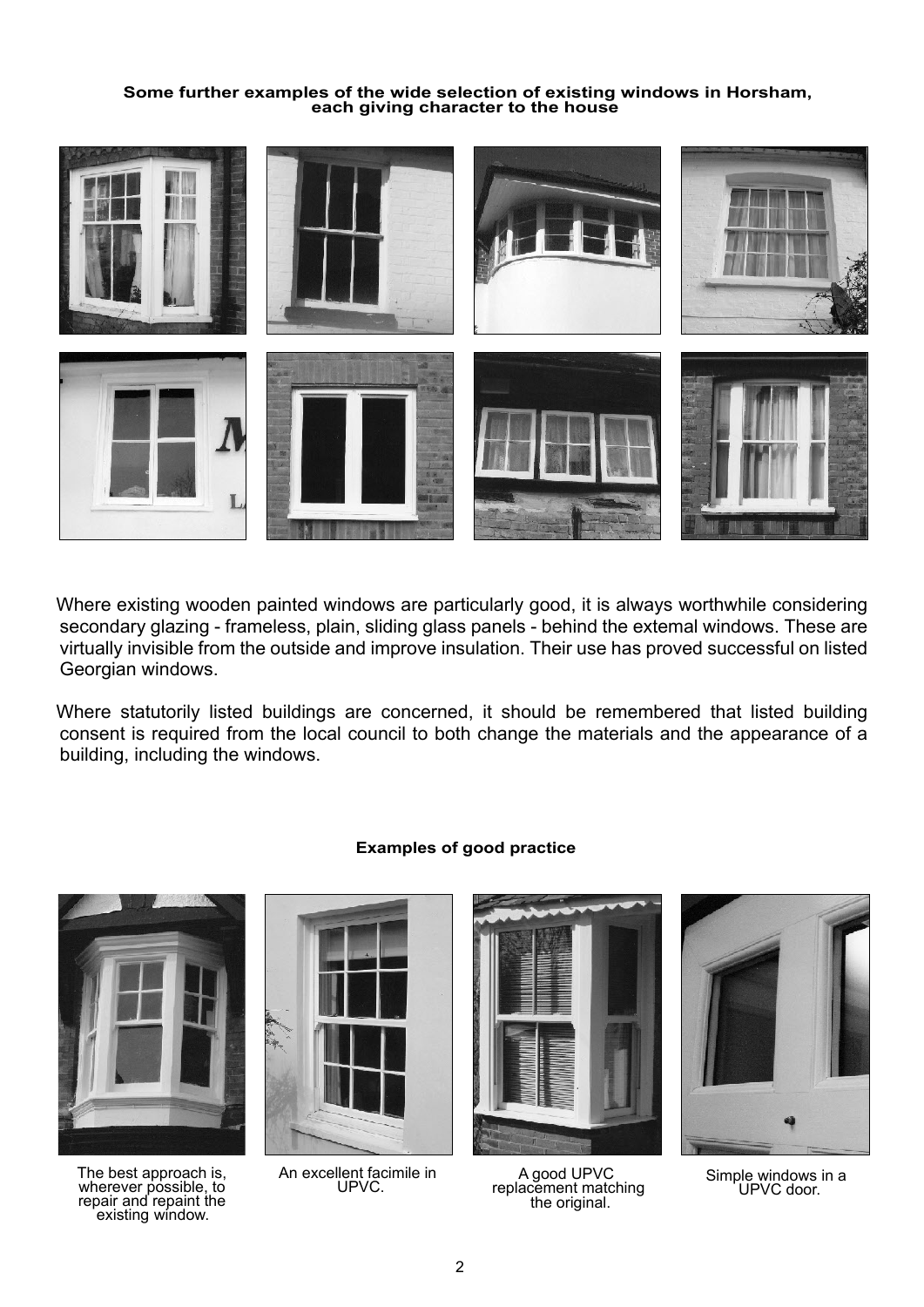**Some further examples of the wide selection of existing windows in Horsham, each giving character to the house**

Where existing wooden painted windows are particularly good, it is always worthwhile considering secondary glazing - frameless, plain, sliding glass panels - behind the extemal windows. These are virtually invisible from the outside and improve insulation. Their use has proved successful on listed Georgian windows.

Where statutorily listed buildings are concerned, it should be remembered that listed building consent is required from the local council to both change the materials and the appearance of a building, including the windows.

**Examples of good practice**

The best approach is, wherever possible, to repair and repaint the existing window.

An excellent facimile in UPVC.

A good UPVC replacement matching the original.

Simple windows in a UPVC door.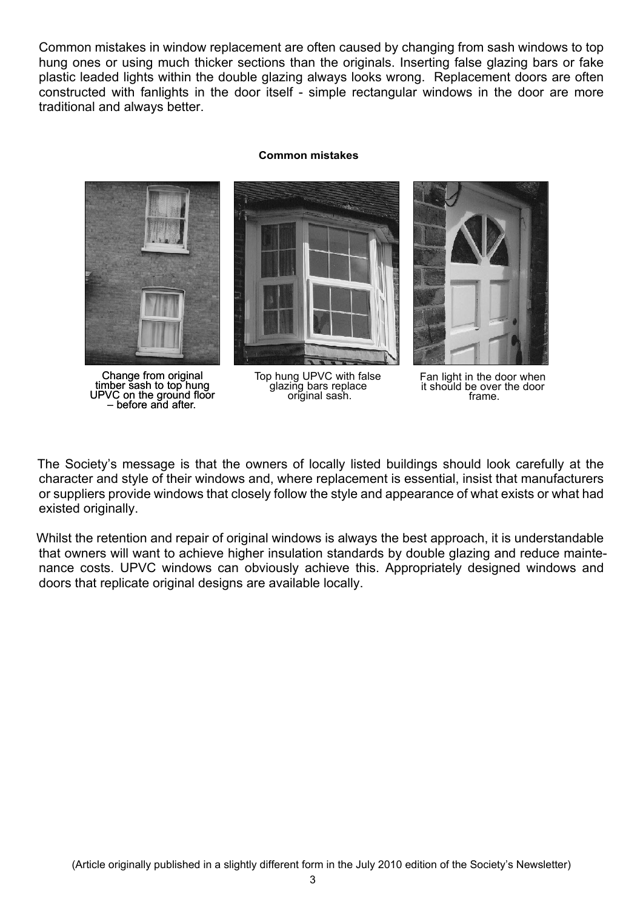Common mistakes in window replacement are often caused by changing from sash windows to top hung ones or using much thicker sections than the originals. Inserting false glazing bars or fake plastic leaded lights within the double glazing always looks wrong. Replacement doors are often constructed with fanlights in the door itself - simple rectangular windows in the door are more traditional and always better.

**Common mistakes**

Change from original timber sash to top hung UPVC on the ground floor – before and after.

Top hung UPVC with false glazing bars replace original sash.

Fan light in the door when it should be over the door frame.

The Society's message is that the owners of locally listed buildings should look carefully at the character and style of their windows and, where replacement is essential, insist that manufacturers or suppliers provide windows that closely follow the style and appearance of what exists or what had existed originally.

Whilst the retention and repair of original windows is always the best approach, it is understandable that owners will want to achieve higher insulation standards by double glazing and reduce maintenance costs. UPVC windows can obviously achieve this. Appropriately designed windows and doors that replicate original designs are available locally.

(Article originally published in a slightly different form in the July 2010 edition of the Society's Newsletter)